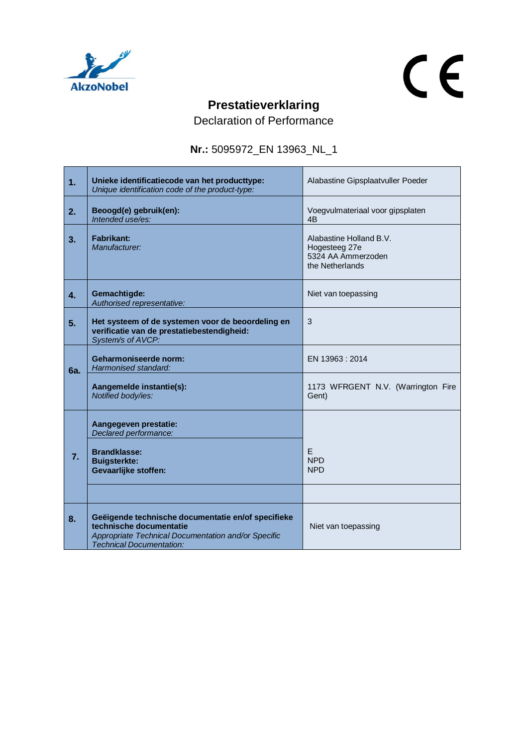# Prestatieverklaring

Declaration of Performance

**Nr.:** 5095972_EN 13963_NL_1

| | | |
|---|---|---|
| **1.** | **Unieke identificatiecode van het producttype:** *Unique identification code of the product-type:* | Alabastine Gipsplaatvuller Poeder |
| **2.** | **Beoogd(e) gebruik(en):** *Intended use/es:* | Voegvulmateriaal voor gipsplaten 4B |
| **3.** | **Fabrikant:** *Manufacturer:* | Alabastine Holland B.V. Hogesteeg 27e 5324 AA Ammerzoden the Netherlands |
| **4.** | **Gemachtigde:** *Authorised representative:* | Niet van toepassing |
| **5.** | **Het systeem of de systemen voor de beoordeling en verificatie van de prestatiebestendigheid:** *System/s of AVCP:* | 3 |
| **6a.** | **Geharmoniseerde norm:** *Harmonised standard:* | EN 13963 : 2014 |
| | **Aangemelde instantie(s):** *Notified body/ies:* | 1173 WFRGENT N.V. (Warrington Fire Gent) |
| **7.** | **Aangegeven prestatie:** *Declared performance:* | |
| | **Brandklasse:** **Buigsterkte:** **Gevaarlijke stoffen:** | E NPD NPD |
| | | |
| **8.** | **Geëigende technische documentatie en/of specifieke technische documentatie** *Appropriate Technical Documentation and/or Specific Technical Documentation:* | Niet van toepassing |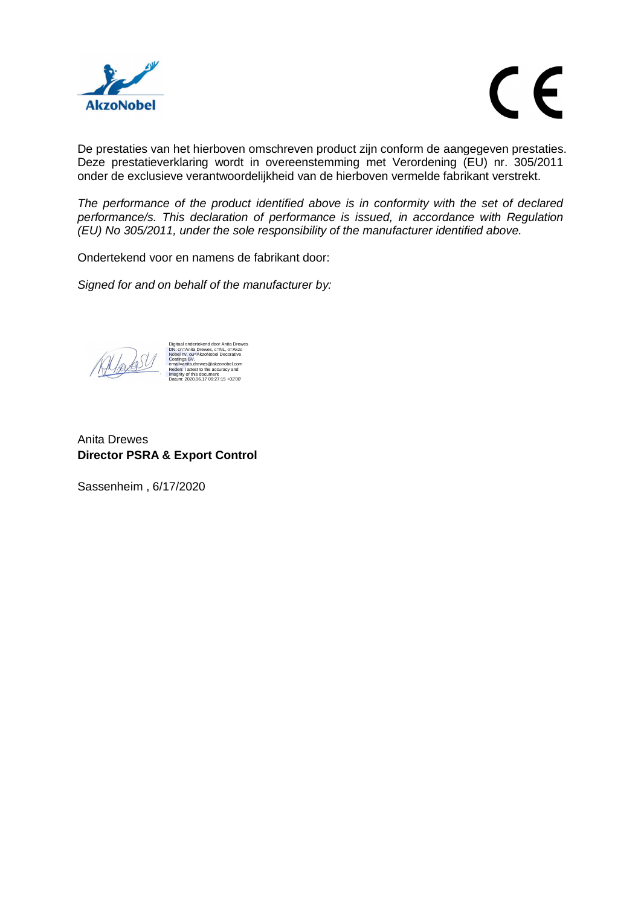De prestaties van het hierboven omschreven product zijn conform de aangegeven prestaties. Deze prestatieverklaring wordt in overeenstemming met Verordening (EU) nr. 305/2011 onder de exclusieve verantwoordelijkheid van de hierboven vermelde fabrikant verstrekt.

*The performance of the product identified above is in conformity with the set of declared performance/s. This declaration of performance is issued, in accordance with Regulation (EU) No 305/2011, under the sole responsibility of the manufacturer identified above.*

Ondertekend voor en namens de fabrikant door:

*Signed for and on behalf of the manufacturer by:*

Digitaal ondertekend door Anita Drewes
DN: cn=Anita Drewes, c=NL, o=Akzo Nobel nv, ou=AkzoNobel Decorative Coatings BV, email=anita.drewes@akzonobel.com
Reden: I attest to the accuracy and integrity of this document
Datum: 2020.06.17 09:27:15 +02'00'

Anita Drewes
**Director PSRA & Export Control**

Sassenheim , 6/17/2020